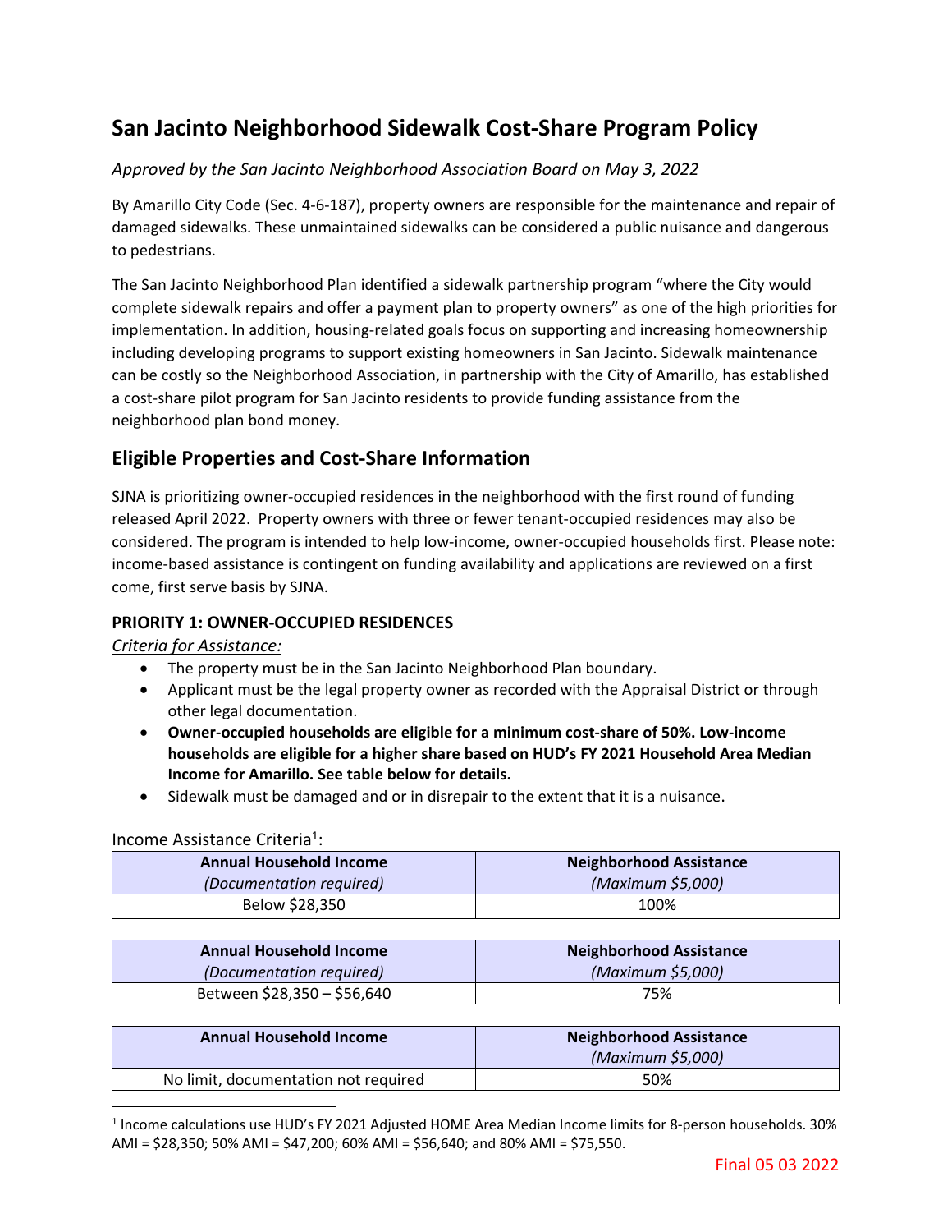# San Jacinto Neighborhood Sidewalk Cost-Share Program Policy

*Approved by the San Jacinto Neighborhood Association Board on May 3, 2022*

By Amarillo City Code (Sec. 4-6-187), property owners are responsible for the maintenance and repair of damaged sidewalks. These unmaintained sidewalks can be considered a public nuisance and dangerous to pedestrians.

The San Jacinto Neighborhood Plan identified a sidewalk partnership program "where the City would complete sidewalk repairs and offer a payment plan to property owners" as one of the high priorities for implementation. In addition, housing-related goals focus on supporting and increasing homeownership including developing programs to support existing homeowners in San Jacinto. Sidewalk maintenance can be costly so the Neighborhood Association, in partnership with the City of Amarillo, has established a cost-share pilot program for San Jacinto residents to provide funding assistance from the neighborhood plan bond money.

## Eligible Properties and Cost-Share Information

SJNA is prioritizing owner-occupied residences in the neighborhood with the first round of funding released April 2022. Property owners with three or fewer tenant-occupied residences may also be considered. The program is intended to help low-income, owner-occupied households first. Please note: income-based assistance is contingent on funding availability and applications are reviewed on a first come, first serve basis by SJNA.

### PRIORITY 1: OWNER-OCCUPIED RESIDENCES

Criteria for Assistance:

- The property must be in the San Jacinto Neighborhood Plan boundary.
- Applicant must be the legal property owner as recorded with the Appraisal District or through other legal documentation.
- **Owner-occupied households are eligible for a minimum cost-share of 50%. Low-income households are eligible for a higher share based on HUD's FY 2021 Household Area Median Income for Amarillo. See table below for details.**
- Sidewalk must be damaged and or in disrepair to the extent that it is a nuisance.

Income Assistance Criteria[1]:

| Annual Household Income *(Documentation required)* | Neighborhood Assistance *(Maximum $5,000)* |
|---|---|
| Below $28,350 | 100% |

| Annual Household Income *(Documentation required)* | Neighborhood Assistance *(Maximum $5,000)* |
|---|---|
| Between $28,350 – $56,640 | 75% |

| Annual Household Income | Neighborhood Assistance *(Maximum $5,000)* |
|---|---|
| No limit, documentation not required | 50% |

[1] Income calculations use HUD's FY 2021 Adjusted HOME Area Median Income limits for 8-person households. 30% AMI = $28,350; 50% AMI = $47,200; 60% AMI = $56,640; and 80% AMI = $75,550.

Final 05 03 2022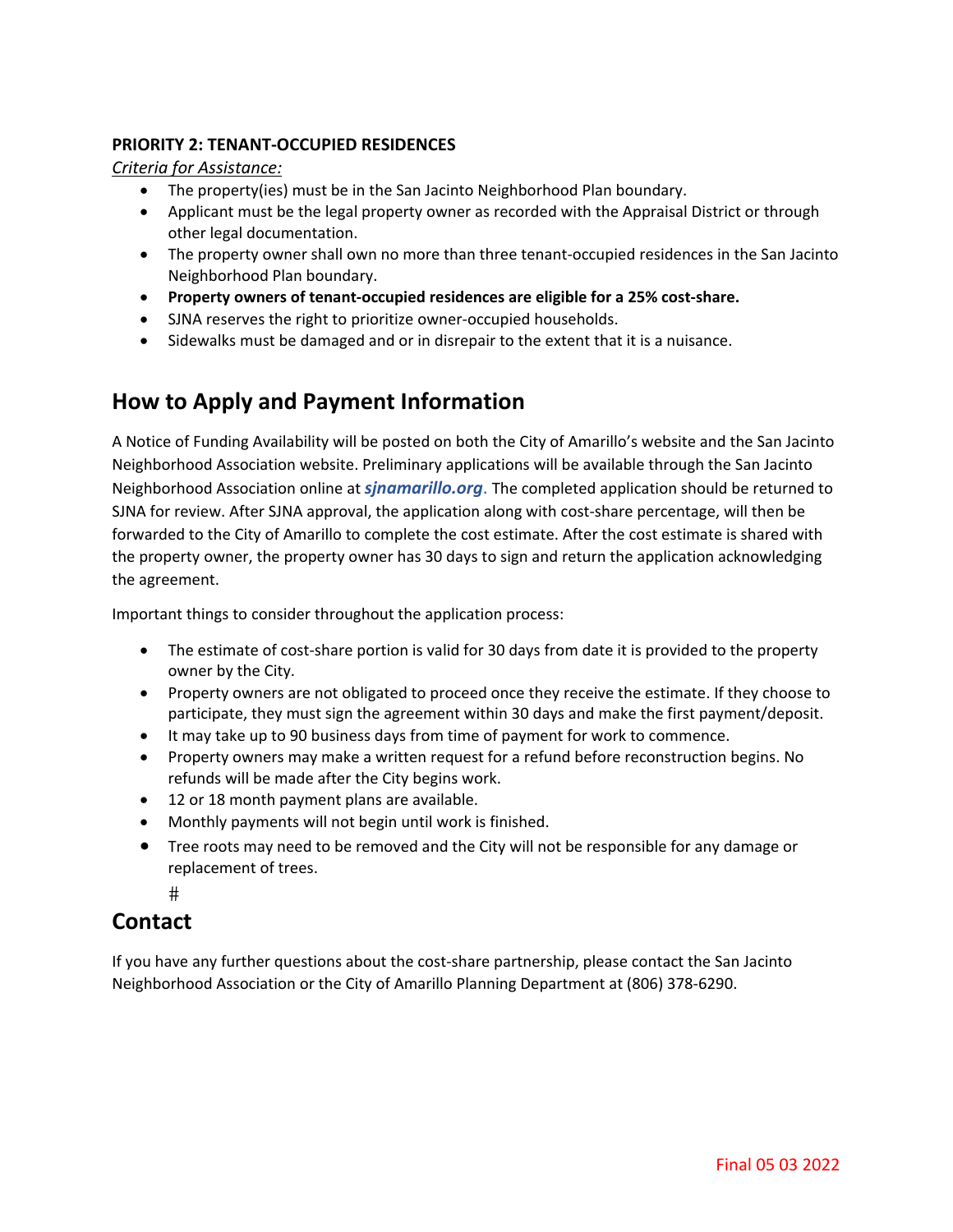**PRIORITY 2: TENANT-OCCUPIED RESIDENCES**

*Criteria for Assistance:*

- The property(ies) must be in the San Jacinto Neighborhood Plan boundary.
- Applicant must be the legal property owner as recorded with the Appraisal District or through other legal documentation.
- The property owner shall own no more than three tenant-occupied residences in the San Jacinto Neighborhood Plan boundary.
- **Property owners of tenant-occupied residences are eligible for a 25% cost-share.**
- SJNA reserves the right to prioritize owner-occupied households.
- Sidewalks must be damaged and or in disrepair to the extent that it is a nuisance.

## How to Apply and Payment Information

A Notice of Funding Availability will be posted on both the City of Amarillo's website and the San Jacinto Neighborhood Association website. Preliminary applications will be available through the San Jacinto Neighborhood Association online at ***sjnamarillo.org***. The completed application should be returned to SJNA for review. After SJNA approval, the application along with cost-share percentage, will then be forwarded to the City of Amarillo to complete the cost estimate. After the cost estimate is shared with the property owner, the property owner has 30 days to sign and return the application acknowledging the agreement.

Important things to consider throughout the application process:

- The estimate of cost-share portion is valid for 30 days from date it is provided to the property owner by the City.
- Property owners are not obligated to proceed once they receive the estimate. If they choose to participate, they must sign the agreement within 30 days and make the first payment/deposit.
- It may take up to 90 business days from time of payment for work to commence.
- Property owners may make a written request for a refund before reconstruction begins. No refunds will be made after the City begins work.
- 12 or 18 month payment plans are available.
- Monthly payments will not begin until work is finished.
- Tree roots may need to be removed and the City will not be responsible for any damage or replacement of trees.

#

## Contact

If you have any further questions about the cost-share partnership, please contact the San Jacinto Neighborhood Association or the City of Amarillo Planning Department at (806) 378-6290.

Final 05 03 2022